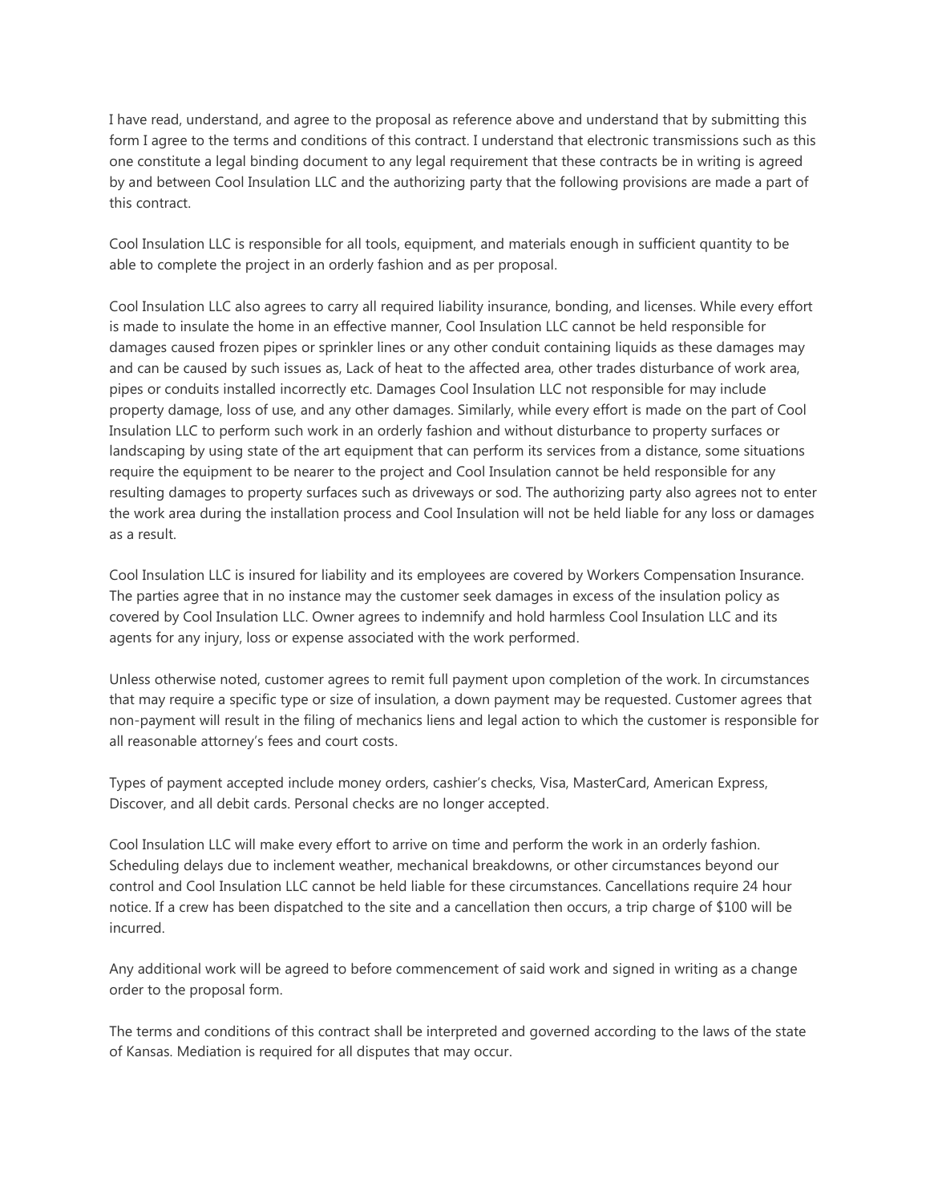I have read, understand, and agree to the proposal as reference above and understand that by submitting this form I agree to the terms and conditions of this contract. I understand that electronic transmissions such as this one constitute a legal binding document to any legal requirement that these contracts be in writing is agreed by and between Cool Insulation LLC and the authorizing party that the following provisions are made a part of this contract.

Cool Insulation LLC is responsible for all tools, equipment, and materials enough in sufficient quantity to be able to complete the project in an orderly fashion and as per proposal.

Cool Insulation LLC also agrees to carry all required liability insurance, bonding, and licenses. While every effort is made to insulate the home in an effective manner, Cool Insulation LLC cannot be held responsible for damages caused frozen pipes or sprinkler lines or any other conduit containing liquids as these damages may and can be caused by such issues as, Lack of heat to the affected area, other trades disturbance of work area, pipes or conduits installed incorrectly etc. Damages Cool Insulation LLC not responsible for may include property damage, loss of use, and any other damages. Similarly, while every effort is made on the part of Cool Insulation LLC to perform such work in an orderly fashion and without disturbance to property surfaces or landscaping by using state of the art equipment that can perform its services from a distance, some situations require the equipment to be nearer to the project and Cool Insulation cannot be held responsible for any resulting damages to property surfaces such as driveways or sod. The authorizing party also agrees not to enter the work area during the installation process and Cool Insulation will not be held liable for any loss or damages as a result.

Cool Insulation LLC is insured for liability and its employees are covered by Workers Compensation Insurance. The parties agree that in no instance may the customer seek damages in excess of the insulation policy as covered by Cool Insulation LLC. Owner agrees to indemnify and hold harmless Cool Insulation LLC and its agents for any injury, loss or expense associated with the work performed.

Unless otherwise noted, customer agrees to remit full payment upon completion of the work. In circumstances that may require a specific type or size of insulation, a down payment may be requested. Customer agrees that non-payment will result in the filing of mechanics liens and legal action to which the customer is responsible for all reasonable attorney's fees and court costs.

Types of payment accepted include money orders, cashier's checks, Visa, MasterCard, American Express, Discover, and all debit cards. Personal checks are no longer accepted.

Cool Insulation LLC will make every effort to arrive on time and perform the work in an orderly fashion. Scheduling delays due to inclement weather, mechanical breakdowns, or other circumstances beyond our control and Cool Insulation LLC cannot be held liable for these circumstances. Cancellations require 24 hour notice. If a crew has been dispatched to the site and a cancellation then occurs, a trip charge of $100 will be incurred.

Any additional work will be agreed to before commencement of said work and signed in writing as a change order to the proposal form.

The terms and conditions of this contract shall be interpreted and governed according to the laws of the state of Kansas. Mediation is required for all disputes that may occur.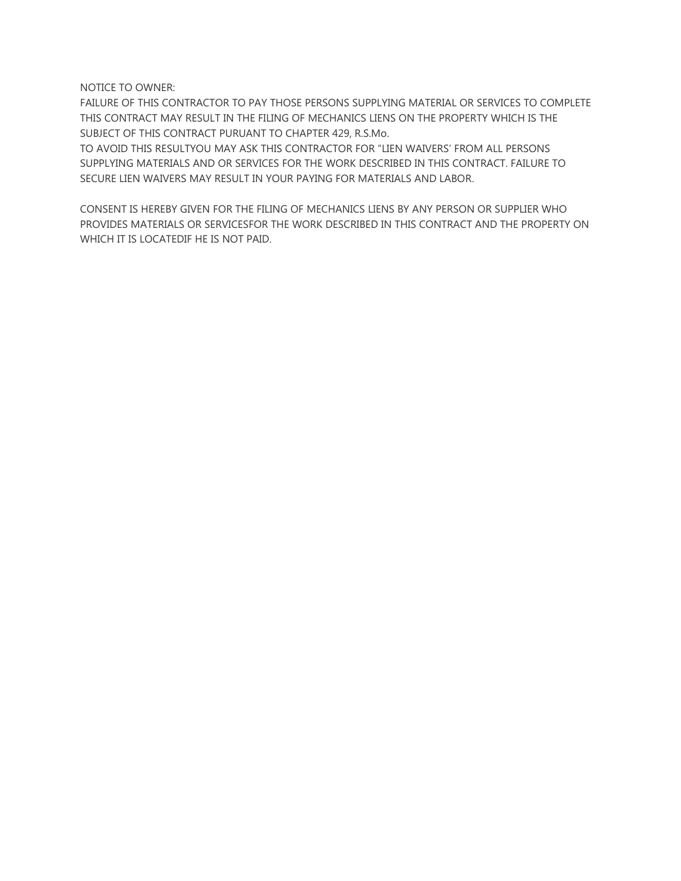NOTICE TO OWNER:

FAILURE OF THIS CONTRACTOR TO PAY THOSE PERSONS SUPPLYING MATERIAL OR SERVICES TO COMPLETE THIS CONTRACT MAY RESULT IN THE FILING OF MECHANICS LIENS ON THE PROPERTY WHICH IS THE SUBJECT OF THIS CONTRACT PURUANT TO CHAPTER 429, R.S.Mo.

TO AVOID THIS RESULTYOU MAY ASK THIS CONTRACTOR FOR "LIEN WAIVERS' FROM ALL PERSONS SUPPLYING MATERIALS AND OR SERVICES FOR THE WORK DESCRIBED IN THIS CONTRACT. FAILURE TO SECURE LIEN WAIVERS MAY RESULT IN YOUR PAYING FOR MATERIALS AND LABOR.

CONSENT IS HEREBY GIVEN FOR THE FILING OF MECHANICS LIENS BY ANY PERSON OR SUPPLIER WHO PROVIDES MATERIALS OR SERVICESFOR THE WORK DESCRIBED IN THIS CONTRACT AND THE PROPERTY ON WHICH IT IS LOCATEDIF HE IS NOT PAID.